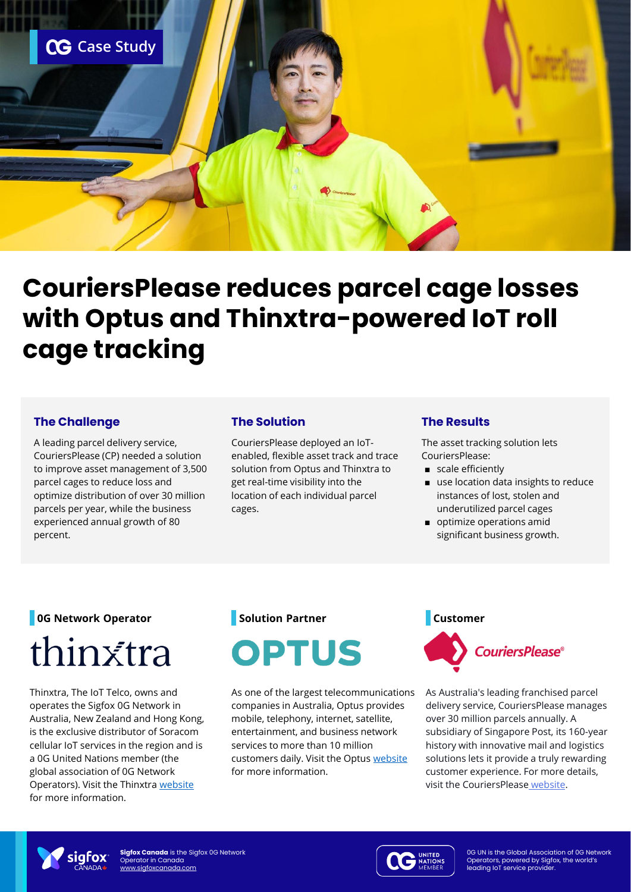0G Case Study

# CouriersPlease reduces parcel cage losses with Optus and Thinxtra-powered IoT roll cage tracking

### The Challenge

A leading parcel delivery service, CouriersPlease (CP) needed a solution to improve asset management of 3,500 parcel cages to reduce loss and optimize distribution of over 30 million parcels per year, while the business experienced annual growth of 80 percent.

### The Solution

CouriersPlease deployed an IoT-enabled, flexible asset track and trace solution from Optus and Thinxtra to get real-time visibility into the location of each individual parcel cages.

### The Results

The asset tracking solution lets CouriersPlease:

- scale efficiently
- use location data insights to reduce instances of lost, stolen and underutilized parcel cages
- optimize operations amid significant business growth.

### 0G Network Operator

thinxtra

Thinxtra, The IoT Telco, owns and operates the Sigfox 0G Network in Australia, New Zealand and Hong Kong, is the exclusive distributor of Soracom cellular IoT services in the region and is a 0G United Nations member (the global association of 0G Network Operators). Visit the Thinxtra website for more information.

### Solution Partner

OPTUS

As one of the largest telecommunications companies in Australia, Optus provides mobile, telephony, internet, satellite, entertainment, and business network services to more than 10 million customers daily. Visit the Optus website for more information.

### Customer

CouriersPlease®

As Australia's leading franchised parcel delivery service, CouriersPlease manages over 30 million parcels annually. A subsidiary of Singapore Post, its 160-year history with innovative mail and logistics solutions lets it provide a truly rewarding customer experience. For more details, visit the CouriersPlease website.

**Sigfox Canada** is the Sigfox 0G Network Operator in Canada
www.sigfoxcanada.com

0G UN is the Global Association of 0G Network Operators, powered by Sigfox, the world's leading IoT service provider.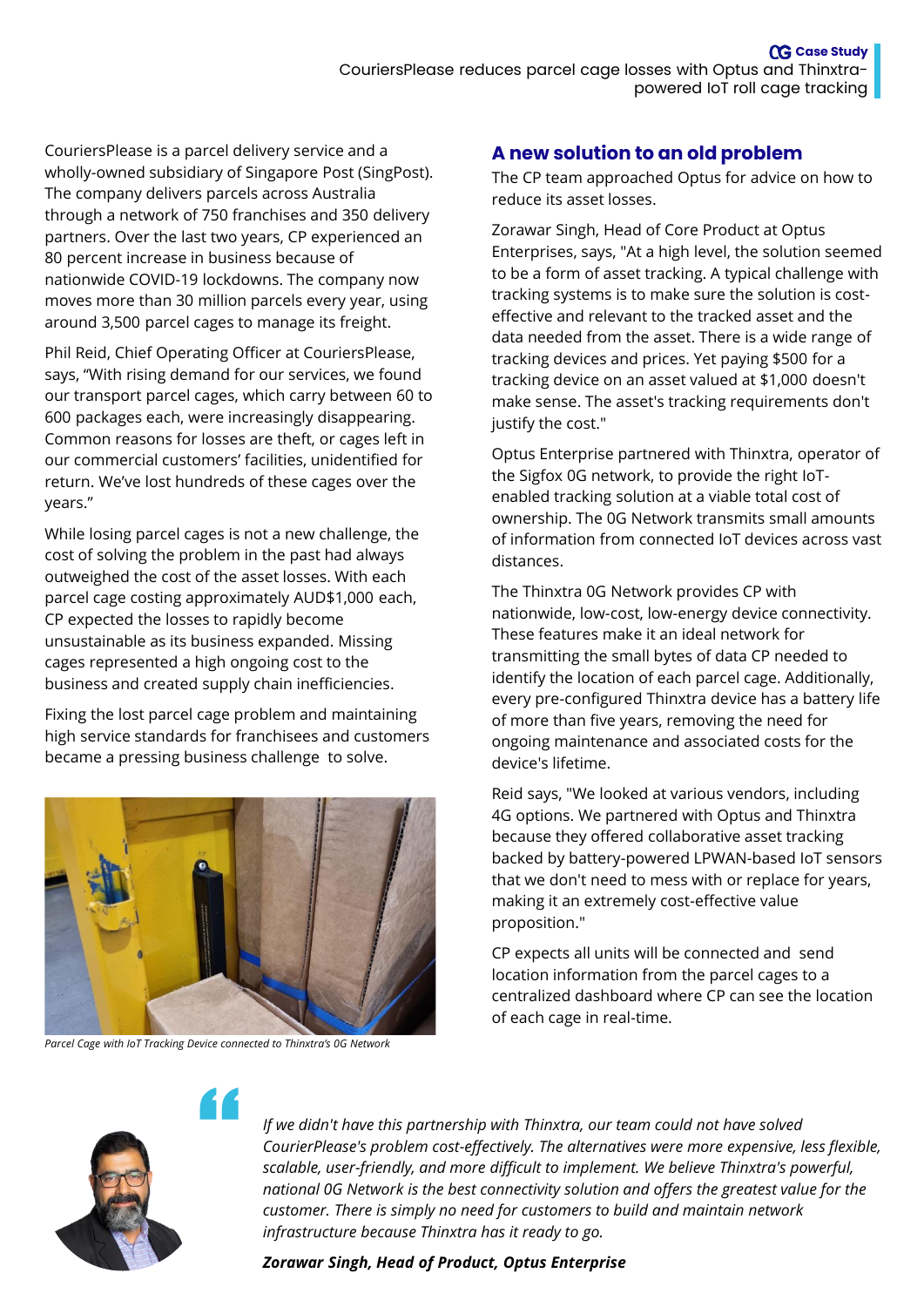CouriersPlease is a parcel delivery service and a wholly-owned subsidiary of Singapore Post (SingPost). The company delivers parcels across Australia through a network of 750 franchises and 350 delivery partners. Over the last two years, CP experienced an 80 percent increase in business because of nationwide COVID-19 lockdowns. The company now moves more than 30 million parcels every year, using around 3,500 parcel cages to manage its freight.

Phil Reid, Chief Operating Officer at CouriersPlease, says, "With rising demand for our services, we found our transport parcel cages, which carry between 60 to 600 packages each, were increasingly disappearing. Common reasons for losses are theft, or cages left in our commercial customers' facilities, unidentified for return. We've lost hundreds of these cages over the years."

While losing parcel cages is not a new challenge, the cost of solving the problem in the past had always outweighed the cost of the asset losses. With each parcel cage costing approximately AUD$1,000 each, CP expected the losses to rapidly become unsustainable as its business expanded. Missing cages represented a high ongoing cost to the business and created supply chain inefficiencies.

Fixing the lost parcel cage problem and maintaining high service standards for franchisees and customers became a pressing business challenge to solve.

*Parcel Cage with IoT Tracking Device connected to Thinxtra's 0G Network*

## A new solution to an old problem

The CP team approached Optus for advice on how to reduce its asset losses.

Zorawar Singh, Head of Core Product at Optus Enterprises, says, "At a high level, the solution seemed to be a form of asset tracking. A typical challenge with tracking systems is to make sure the solution is cost-effective and relevant to the tracked asset and the data needed from the asset. There is a wide range of tracking devices and prices. Yet paying $500 for a tracking device on an asset valued at $1,000 doesn't make sense. The asset's tracking requirements don't justify the cost."

Optus Enterprise partnered with Thinxtra, operator of the Sigfox 0G network, to provide the right IoT-enabled tracking solution at a viable total cost of ownership. The 0G Network transmits small amounts of information from connected IoT devices across vast distances.

The Thinxtra 0G Network provides CP with nationwide, low-cost, low-energy device connectivity. These features make it an ideal network for transmitting the small bytes of data CP needed to identify the location of each parcel cage. Additionally, every pre-configured Thinxtra device has a battery life of more than five years, removing the need for ongoing maintenance and associated costs for the device's lifetime.

Reid says, "We looked at various vendors, including 4G options. We partnered with Optus and Thinxtra because they offered collaborative asset tracking backed by battery-powered LPWAN-based IoT sensors that we don't need to mess with or replace for years, making it an extremely cost-effective value proposition."

CP expects all units will be connected and send location information from the parcel cages to a centralized dashboard where CP can see the location of each cage in real-time.

> *If we didn't have this partnership with Thinxtra, our team could not have solved CourierPlease's problem cost-effectively. The alternatives were more expensive, less flexible, scalable, user-friendly, and more difficult to implement. We believe Thinxtra's powerful, national 0G Network is the best connectivity solution and offers the greatest value for the customer. There is simply no need for customers to build and maintain network infrastructure because Thinxtra has it ready to go.*
>
> ***Zorawar Singh, Head of Product, Optus Enterprise***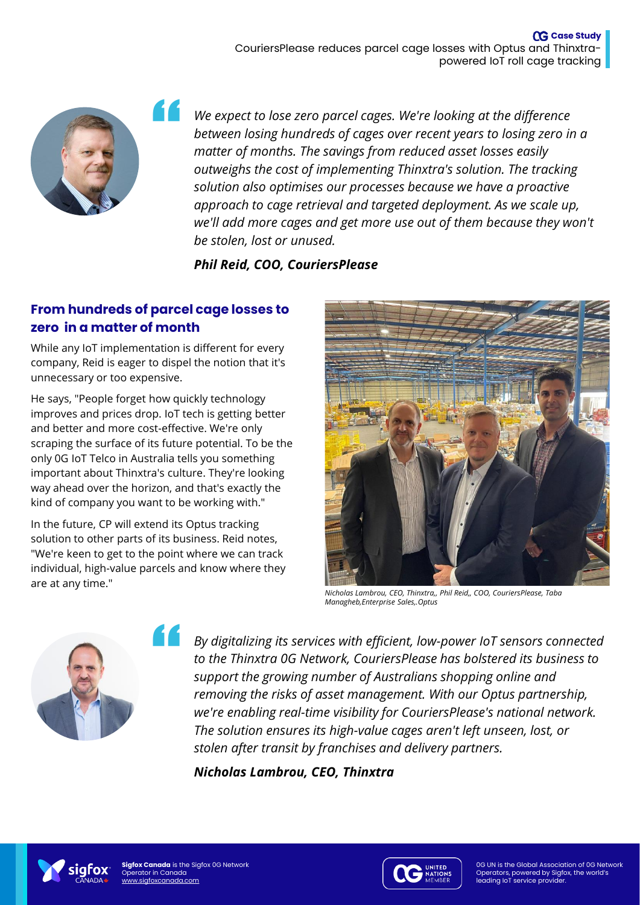> *We expect to lose zero parcel cages. We're looking at the difference between losing hundreds of cages over recent years to losing zero in a matter of months. The savings from reduced asset losses easily outweighs the cost of implementing Thinxtra's solution. The tracking solution also optimises our processes because we have a proactive approach to cage retrieval and targeted deployment. As we scale up, we'll add more cages and get more use out of them because they won't be stolen, lost or unused.*
>
> ***Phil Reid, COO, CouriersPlease***

## From hundreds of parcel cage losses to zero in a matter of month

While any IoT implementation is different for every company, Reid is eager to dispel the notion that it's unnecessary or too expensive.

He says, "People forget how quickly technology improves and prices drop. IoT tech is getting better and better and more cost-effective. We're only scraping the surface of its future potential. To be the only 0G IoT Telco in Australia tells you something important about Thinxtra's culture. They're looking way ahead over the horizon, and that's exactly the kind of company you want to be working with."

In the future, CP will extend its Optus tracking solution to other parts of its business. Reid notes, "We're keen to get to the point where we can track individual, high-value parcels and know where they are at any time."

*Nicholas Lambrou, CEO, Thinxtra,, Phil Reid,, COO, CouriersPlease, Taba Managheb,Enterprise Sales,.Optus*

> *By digitalizing its services with efficient, low-power IoT sensors connected to the Thinxtra 0G Network, CouriersPlease has bolstered its business to support the growing number of Australians shopping online and removing the risks of asset management. With our Optus partnership, we're enabling real-time visibility for CouriersPlease's national network. The solution ensures its high-value cages aren't left unseen, lost, or stolen after transit by franchises and delivery partners.*
>
> ***Nicholas Lambrou, CEO, Thinxtra***

**Sigfox Canada** is the Sigfox 0G Network Operator in Canada
www.sigfoxcanada.com

0G UN is the Global Association of 0G Network Operators, powered by Sigfox, the world's leading IoT service provider.